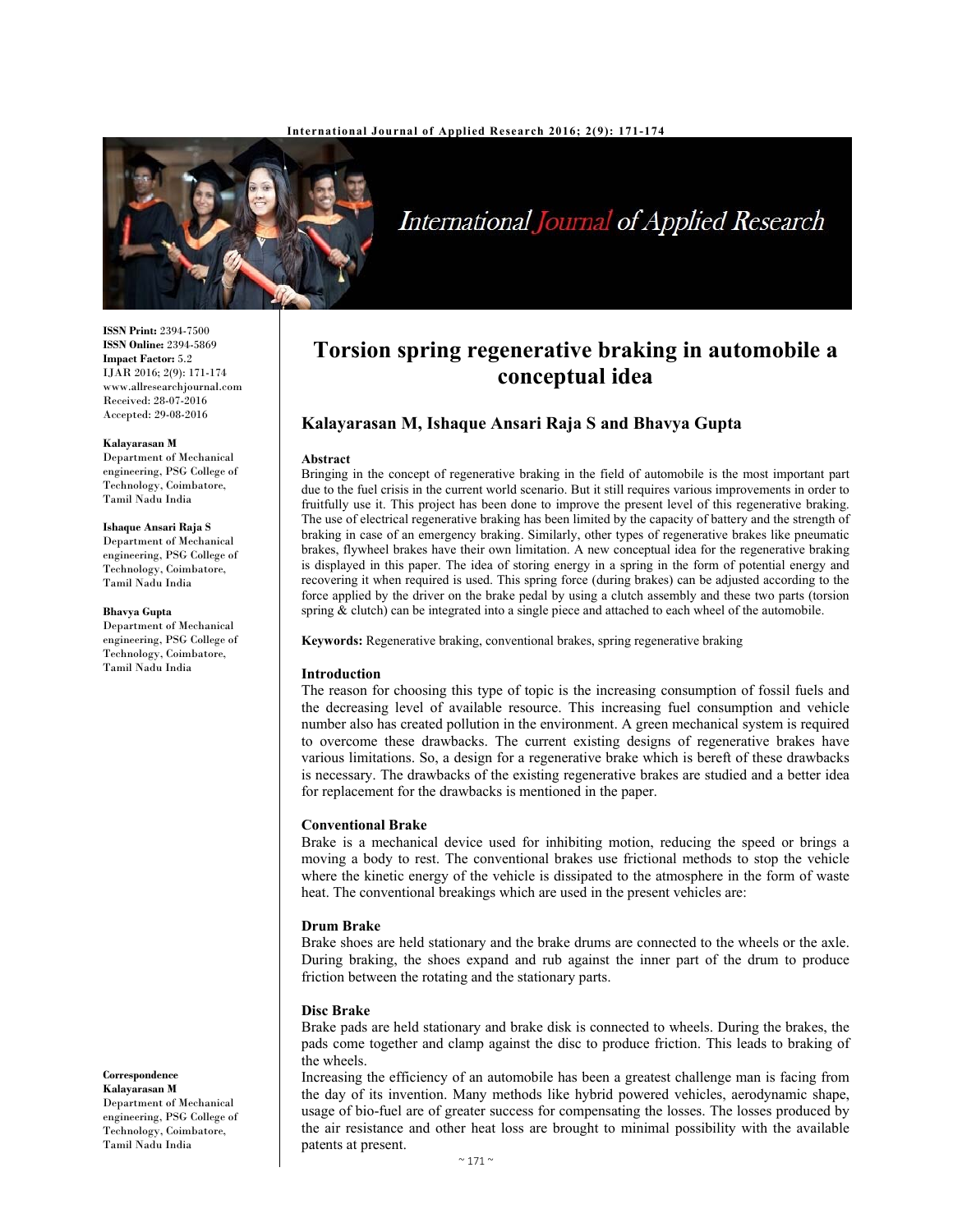# Torsion spring regenerative braking in automobile a conceptual idea

**Kalayarasan M, Ishaque Ansari Raja S and Bhavya Gupta**

**ISSN Print:** 2394-7500
**ISSN Online:** 2394-5869
**Impact Factor:** 5.2
IJAR 2016; 2(9): 171-174
www.allresearchjournal.com
Received: 28-07-2016
Accepted: 29-08-2016

**Kalayarasan M**
Department of Mechanical engineering, PSG College of Technology, Coimbatore, Tamil Nadu India

**Ishaque Ansari Raja S**
Department of Mechanical engineering, PSG College of Technology, Coimbatore, Tamil Nadu India

**Bhavya Gupta**
Department of Mechanical engineering, PSG College of Technology, Coimbatore, Tamil Nadu India

**Correspondence**
**Kalayarasan M**
Department of Mechanical engineering, PSG College of Technology, Coimbatore, Tamil Nadu India

## Abstract

Bringing in the concept of regenerative braking in the field of automobile is the most important part due to the fuel crisis in the current world scenario. But it still requires various improvements in order to fruitfully use it. This project has been done to improve the present level of this regenerative braking. The use of electrical regenerative braking has been limited by the capacity of battery and the strength of braking in case of an emergency braking. Similarly, other types of regenerative brakes like pneumatic brakes, flywheel brakes have their own limitation. A new conceptual idea for the regenerative braking is displayed in this paper. The idea of storing energy in a spring in the form of potential energy and recovering it when required is used. This spring force (during brakes) can be adjusted according to the force applied by the driver on the brake pedal by using a clutch assembly and these two parts (torsion spring & clutch) can be integrated into a single piece and attached to each wheel of the automobile.

**Keywords:** Regenerative braking, conventional brakes, spring regenerative braking

## Introduction

The reason for choosing this type of topic is the increasing consumption of fossil fuels and the decreasing level of available resource. This increasing fuel consumption and vehicle number also has created pollution in the environment. A green mechanical system is required to overcome these drawbacks. The current existing designs of regenerative brakes have various limitations. So, a design for a regenerative brake which is bereft of these drawbacks is necessary. The drawbacks of the existing regenerative brakes are studied and a better idea for replacement for the drawbacks is mentioned in the paper.

## Conventional Brake

Brake is a mechanical device used for inhibiting motion, reducing the speed or brings a moving a body to rest. The conventional brakes use frictional methods to stop the vehicle where the kinetic energy of the vehicle is dissipated to the atmosphere in the form of waste heat. The conventional breakings which are used in the present vehicles are:

### Drum Brake

Brake shoes are held stationary and the brake drums are connected to the wheels or the axle. During braking, the shoes expand and rub against the inner part of the drum to produce friction between the rotating and the stationary parts.

### Disc Brake

Brake pads are held stationary and brake disk is connected to wheels. During the brakes, the pads come together and clamp against the disc to produce friction. This leads to braking of the wheels.

Increasing the efficiency of an automobile has been a greatest challenge man is facing from the day of its invention. Many methods like hybrid powered vehicles, aerodynamic shape, usage of bio-fuel are of greater success for compensating the losses. The losses produced by the air resistance and other heat loss are brought to minimal possibility with the available patents at present.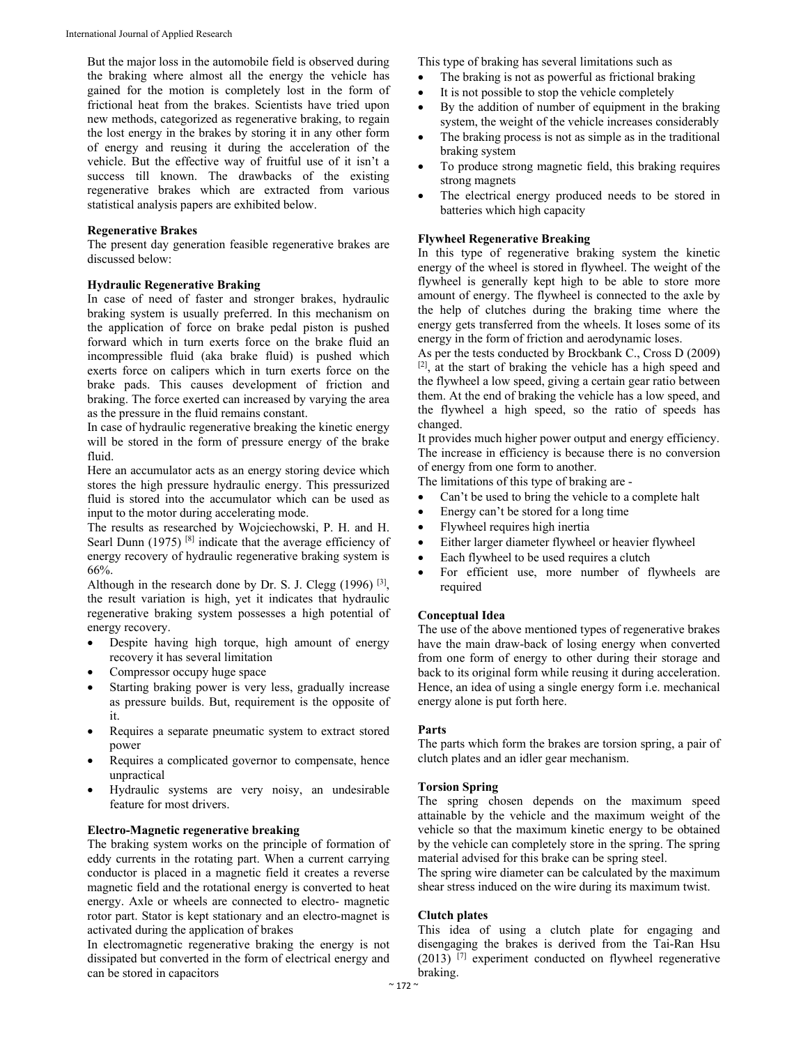But the major loss in the automobile field is observed during the braking where almost all the energy the vehicle has gained for the motion is completely lost in the form of frictional heat from the brakes. Scientists have tried upon new methods, categorized as regenerative braking, to regain the lost energy in the brakes by storing it in any other form of energy and reusing it during the acceleration of the vehicle. But the effective way of fruitful use of it isn't a success till known. The drawbacks of the existing regenerative brakes which are extracted from various statistical analysis papers are exhibited below.

**Regenerative Brakes**

The present day generation feasible regenerative brakes are discussed below:

**Hydraulic Regenerative Braking**

In case of need of faster and stronger brakes, hydraulic braking system is usually preferred. In this mechanism on the application of force on brake pedal piston is pushed forward which in turn exerts force on the brake fluid an incompressible fluid (aka brake fluid) is pushed which exerts force on calipers which in turn exerts force on the brake pads. This causes development of friction and braking. The force exerted can increased by varying the area as the pressure in the fluid remains constant.

In case of hydraulic regenerative breaking the kinetic energy will be stored in the form of pressure energy of the brake fluid.

Here an accumulator acts as an energy storing device which stores the high pressure hydraulic energy. This pressurized fluid is stored into the accumulator which can be used as input to the motor during accelerating mode.

The results as researched by Wojciechowski, P. H. and H. Searl Dunn (1975) [8] indicate that the average efficiency of energy recovery of hydraulic regenerative braking system is 66%.

Although in the research done by Dr. S. J. Clegg (1996) [3], the result variation is high, yet it indicates that hydraulic regenerative braking system possesses a high potential of energy recovery.

- Despite having high torque, high amount of energy recovery it has several limitation
- Compressor occupy huge space
- Starting braking power is very less, gradually increase as pressure builds. But, requirement is the opposite of it.
- Requires a separate pneumatic system to extract stored power
- Requires a complicated governor to compensate, hence unpractical
- Hydraulic systems are very noisy, an undesirable feature for most drivers.

**Electro-Magnetic regenerative breaking**

The braking system works on the principle of formation of eddy currents in the rotating part. When a current carrying conductor is placed in a magnetic field it creates a reverse magnetic field and the rotational energy is converted to heat energy. Axle or wheels are connected to electro- magnetic rotor part. Stator is kept stationary and an electro-magnet is activated during the application of brakes

In electromagnetic regenerative braking the energy is not dissipated but converted in the form of electrical energy and can be stored in capacitors

This type of braking has several limitations such as

- The braking is not as powerful as frictional braking
- It is not possible to stop the vehicle completely
- By the addition of number of equipment in the braking system, the weight of the vehicle increases considerably
- The braking process is not as simple as in the traditional braking system
- To produce strong magnetic field, this braking requires strong magnets
- The electrical energy produced needs to be stored in batteries which high capacity

**Flywheel Regenerative Breaking**

In this type of regenerative braking system the kinetic energy of the wheel is stored in flywheel. The weight of the flywheel is generally kept high to be able to store more amount of energy. The flywheel is connected to the axle by the help of clutches during the braking time where the energy gets transferred from the wheels. It loses some of its energy in the form of friction and aerodynamic loses.

As per the tests conducted by Brockbank C., Cross D (2009) [2], at the start of braking the vehicle has a high speed and the flywheel a low speed, giving a certain gear ratio between them. At the end of braking the vehicle has a low speed, and the flywheel a high speed, so the ratio of speeds has changed.

It provides much higher power output and energy efficiency. The increase in efficiency is because there is no conversion of energy from one form to another.

The limitations of this type of braking are -

- Can't be used to bring the vehicle to a complete halt
- Energy can't be stored for a long time
- Flywheel requires high inertia
- Either larger diameter flywheel or heavier flywheel
- Each flywheel to be used requires a clutch
- For efficient use, more number of flywheels are required

**Conceptual Idea**

The use of the above mentioned types of regenerative brakes have the main draw-back of losing energy when converted from one form of energy to other during their storage and back to its original form while reusing it during acceleration. Hence, an idea of using a single energy form i.e. mechanical energy alone is put forth here.

**Parts**

The parts which form the brakes are torsion spring, a pair of clutch plates and an idler gear mechanism.

**Torsion Spring**

The spring chosen depends on the maximum speed attainable by the vehicle and the maximum weight of the vehicle so that the maximum kinetic energy to be obtained by the vehicle can completely store in the spring. The spring material advised for this brake can be spring steel.

The spring wire diameter can be calculated by the maximum shear stress induced on the wire during its maximum twist.

**Clutch plates**

This idea of using a clutch plate for engaging and disengaging the brakes is derived from the Tai-Ran Hsu (2013) [7] experiment conducted on flywheel regenerative braking.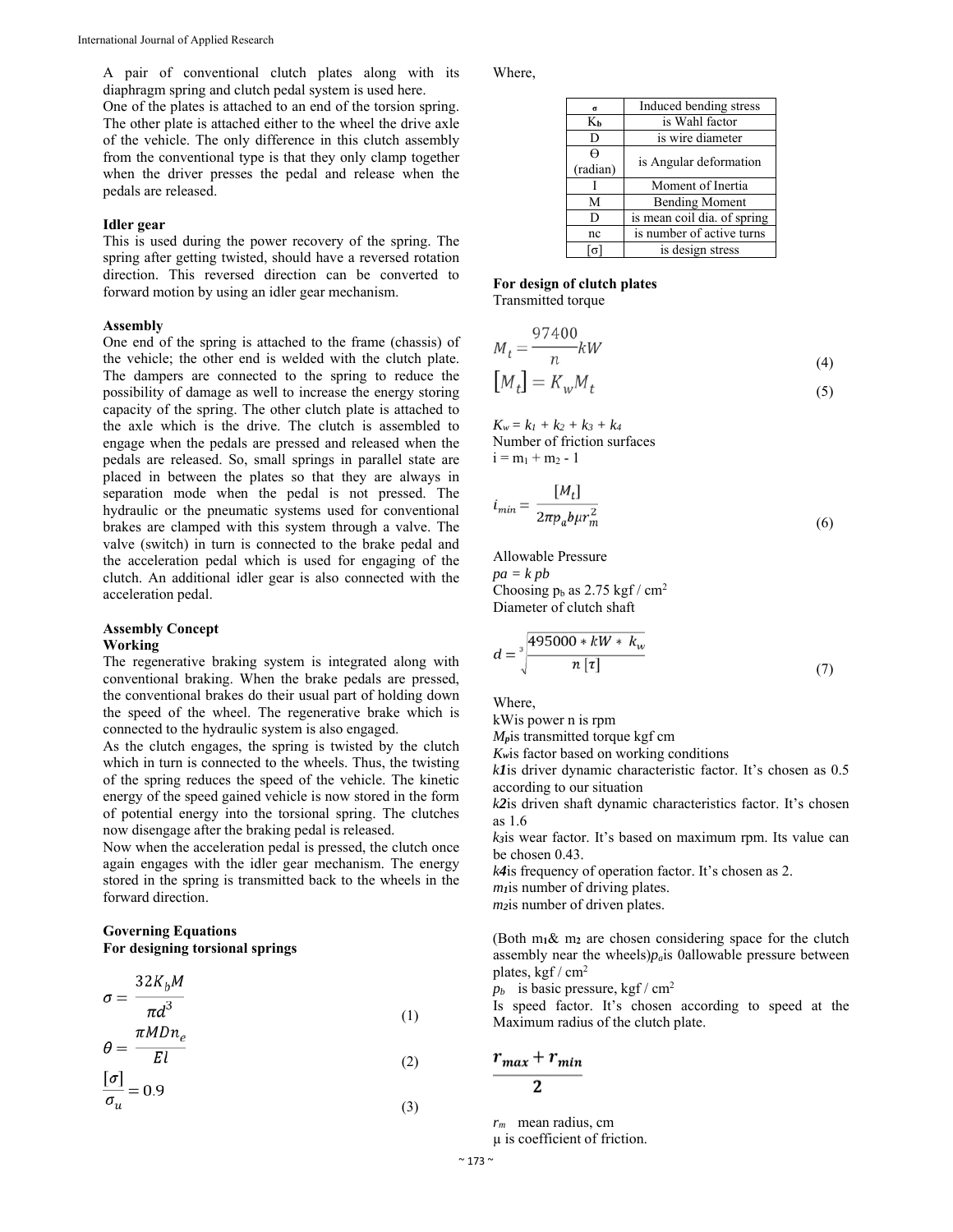A pair of conventional clutch plates along with its diaphragm spring and clutch pedal system is used here.
One of the plates is attached to an end of the torsion spring. The other plate is attached either to the wheel the drive axle of the vehicle. The only difference in this clutch assembly from the conventional type is that they only clamp together when the driver presses the pedal and release when the pedals are released.

**Idler gear**
This is used during the power recovery of the spring. The spring after getting twisted, should have a reversed rotation direction. This reversed direction can be converted to forward motion by using an idler gear mechanism.

**Assembly**
One end of the spring is attached to the frame (chassis) of the vehicle; the other end is welded with the clutch plate. The dampers are connected to the spring to reduce the possibility of damage as well to increase the energy storing capacity of the spring. The other clutch plate is attached to the axle which is the drive. The clutch is assembled to engage when the pedals are pressed and released when the pedals are released. So, small springs in parallel state are placed in between the plates so that they are always in separation mode when the pedal is not pressed. The hydraulic or the pneumatic systems used for conventional brakes are clamped with this system through a valve. The valve (switch) in turn is connected to the brake pedal and the acceleration pedal which is used for engaging of the clutch. An additional idler gear is also connected with the acceleration pedal.

**Assembly Concept**
**Working**
The regenerative braking system is integrated along with conventional braking. When the brake pedals are pressed, the conventional brakes do their usual part of holding down the speed of the wheel. The regenerative brake which is connected to the hydraulic system is also engaged.
As the clutch engages, the spring is twisted by the clutch which in turn is connected to the wheels. Thus, the twisting of the spring reduces the speed of the vehicle. The kinetic energy of the speed gained vehicle is now stored in the form of potential energy into the torsional spring. The clutches now disengage after the braking pedal is released.
Now when the acceleration pedal is pressed, the clutch once again engages with the idler gear mechanism. The energy stored in the spring is transmitted back to the wheels in the forward direction.

**Governing Equations**
**For designing torsional springs**

$$\sigma = \frac{32K_bM}{\pi d^3} \quad (1)$$

$$\theta = \frac{\pi M D n_e}{El} \quad (2)$$

$$\frac{[\sigma]}{\sigma_u} = 0.9 \quad (3)$$

Where,

| | |
|---|---|
| σ | Induced bending stress |
| $K_b$ | is Wahl factor |
| D | is wire diameter |
| Θ (radian) | is Angular deformation |
| I | Moment of Inertia |
| M | Bending Moment |
| D | is mean coil dia. of spring |
| nc | is number of active turns |
| [σ] | is design stress |

**For design of clutch plates**
Transmitted torque

$$M_t = \frac{97400}{n} kW \quad (4)$$

$$[M_t] = K_w M_t \quad (5)$$

$K_w = k_1 + k_2 + k_3 + k_4$
Number of friction surfaces
$i = m_1 + m_2 - 1$

$$i_{min} = \frac{[M_t]}{2\pi p_a b \mu r_m^2} \quad (6)$$

Allowable Pressure
*pa = k pb*
Choosing $p_b$ as 2.75 kgf / cm$^2$
Diameter of clutch shaft

$$d = \sqrt[3]{\frac{495000 * kW * k_w}{n\,[\tau]}} \quad (7)$$

Where,
kWis power n is rpm
$M_p$is transmitted torque kgf cm
$K_w$is factor based on working conditions
$k_1$is driver dynamic characteristic factor. It's chosen as 0.5 according to our situation
$k_2$is driven shaft dynamic characteristics factor. It's chosen as 1.6
$k_3$is wear factor. It's based on maximum rpm. Its value can be chosen 0.43.
$k_4$is frequency of operation factor. It's chosen as 2.
$m_1$is number of driving plates.
$m_2$is number of driven plates.

(Both $m_1$& $m_2$ are chosen considering space for the clutch assembly near the wheels)$p_a$is 0allowable pressure between plates, kgf / cm$^2$
$p_b$ is basic pressure, kgf / cm$^2$
Is speed factor. It's chosen according to speed at the Maximum radius of the clutch plate.

$$\frac{r_{max} + r_{min}}{2}$$

$r_m$ mean radius, cm
μ is coefficient of friction.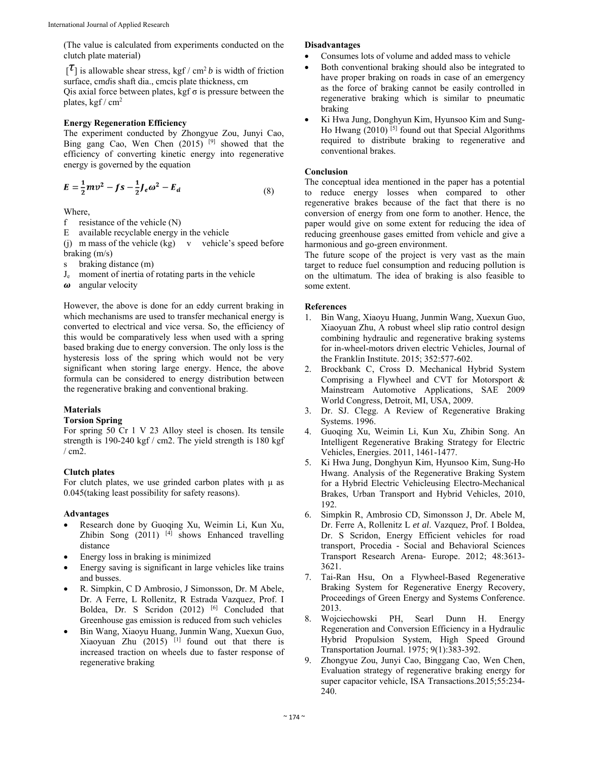(The value is calculated from experiments conducted on the clutch plate material)

[$\tau$] is allowable shear stress, kgf / cm$^2$ $b$ is width of friction surface, cm$d$is shaft dia., cmcis plate thickness, cm

Qis axial force between plates, kgf σ is pressure between the plates, kgf / cm$^2$

**Energy Regeneration Efficiency**

The experiment conducted by Zhongyue Zou, Junyi Cao, Bing gang Cao, Wen Chen (2015) [9] showed that the efficiency of converting kinetic energy into regenerative energy is governed by the equation

$$E = \frac{1}{2}mv^2 - fs - \frac{1}{2}J_e\omega^2 - E_d \quad (8)$$

Where,

f resistance of the vehicle (N)

E available recyclable energy in the vehicle

(j) m mass of the vehicle (kg) v vehicle's speed before braking (m/s)

s braking distance (m)

$J_e$ moment of inertia of rotating parts in the vehicle

$\omega$ angular velocity

However, the above is done for an eddy current braking in which mechanisms are used to transfer mechanical energy is converted to electrical and vice versa. So, the efficiency of this would be comparatively less when used with a spring based braking due to energy conversion. The only loss is the hysteresis loss of the spring which would not be very significant when storing large energy. Hence, the above formula can be considered to energy distribution between the regenerative braking and conventional braking.

**Materials**

**Torsion Spring**

For spring 50 Cr 1 V 23 Alloy steel is chosen. Its tensile strength is 190-240 kgf / cm2. The yield strength is 180 kgf / cm2.

**Clutch plates**

For clutch plates, we use grinded carbon plates with μ as 0.045(taking least possibility for safety reasons).

**Advantages**

- Research done by Guoqing Xu, Weimin Li, Kun Xu, Zhibin Song (2011) [4] shows Enhanced travelling distance
- Energy loss in braking is minimized
- Energy saving is significant in large vehicles like trains and busses.
- R. Simpkin, C D Ambrosio, J Simonsson, Dr. M Abele, Dr. A Ferre, L Rollenitz, R Estrada Vazquez, Prof. I Boldea, Dr. S Scridon (2012) [6] Concluded that Greenhouse gas emission is reduced from such vehicles
- Bin Wang, Xiaoyu Huang, Junmin Wang, Xuexun Guo, Xiaoyuan Zhu (2015) [1] found out that there is increased traction on wheels due to faster response of regenerative braking

**Disadvantages**

- Consumes lots of volume and added mass to vehicle
- Both conventional braking should also be integrated to have proper braking on roads in case of an emergency as the force of braking cannot be easily controlled in regenerative braking which is similar to pneumatic braking
- Ki Hwa Jung, Donghyun Kim, Hyunsoo Kim and Sung-Ho Hwang (2010) [5] found out that Special Algorithms required to distribute braking to regenerative and conventional brakes.

**Conclusion**

The conceptual idea mentioned in the paper has a potential to reduce energy losses when compared to other regenerative brakes because of the fact that there is no conversion of energy from one form to another. Hence, the paper would give on some extent for reducing the idea of reducing greenhouse gases emitted from vehicle and give a harmonious and go-green environment.

The future scope of the project is very vast as the main target to reduce fuel consumption and reducing pollution is on the ultimatum. The idea of braking is also feasible to some extent.

**References**

1. Bin Wang, Xiaoyu Huang, Junmin Wang, Xuexun Guo, Xiaoyuan Zhu, A robust wheel slip ratio control design combining hydraulic and regenerative braking systems for in-wheel-motors driven electric Vehicles, Journal of the Franklin Institute. 2015; 352:577-602.
2. Brockbank C, Cross D. Mechanical Hybrid System Comprising a Flywheel and CVT for Motorsport & Mainstream Automotive Applications, SAE 2009 World Congress, Detroit, MI, USA, 2009.
3. Dr. SJ. Clegg. A Review of Regenerative Braking Systems. 1996.
4. Guoqing Xu, Weimin Li, Kun Xu, Zhibin Song. An Intelligent Regenerative Braking Strategy for Electric Vehicles, Energies. 2011, 1461-1477.
5. Ki Hwa Jung, Donghyun Kim, Hyunsoo Kim, Sung-Ho Hwang. Analysis of the Regenerative Braking System for a Hybrid Electric Vehicleusing Electro-Mechanical Brakes, Urban Transport and Hybrid Vehicles, 2010, 192.
6. Simpkin R, Ambrosio CD, Simonsson J, Dr. Abele M, Dr. Ferre A, Rollenitz L *et al*. Vazquez, Prof. I Boldea, Dr. S Scridon, Energy Efficient vehicles for road transport, Procedia - Social and Behavioral Sciences Transport Research Arena- Europe. 2012; 48:3613-3621.
7. Tai-Ran Hsu, On a Flywheel-Based Regenerative Braking System for Regenerative Energy Recovery, Proceedings of Green Energy and Systems Conference. 2013.
8. Wojciechowski PH, Searl Dunn H. Energy Regeneration and Conversion Efficiency in a Hydraulic Hybrid Propulsion System, High Speed Ground Transportation Journal. 1975; 9(1):383-392.
9. Zhongyue Zou, Junyi Cao, Binggang Cao, Wen Chen, Evaluation strategy of regenerative braking energy for super capacitor vehicle, ISA Transactions.2015;55:234-240.